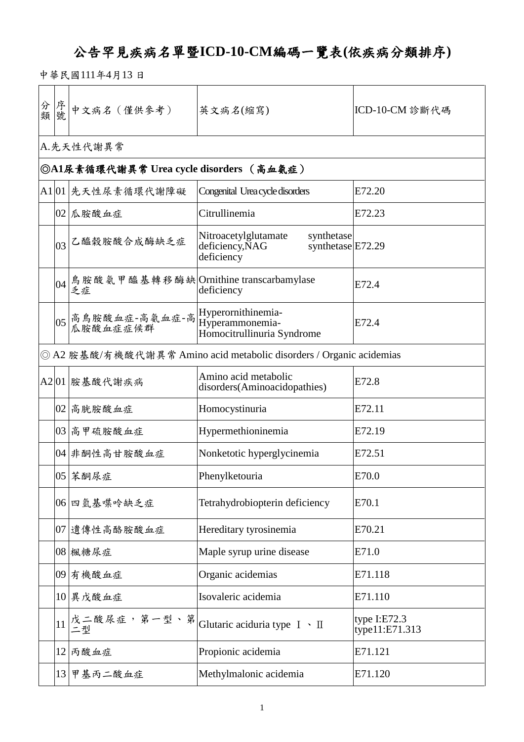# 公告罕見疾病名單暨ICD-10-CM編碼一覽表(依疾病分類排序)

中華民國111年4月13 日

| 分類 | 序號 | 中文病名（僅供參考） | 英文病名(縮寫) | ICD-10-CM 診斷代碼 |
|---|---|---|---|---|
| A.先天性代謝異常 | | | | |
| **◎A1尿素循環代謝異常 Urea cycle disorders （高血氨症）** | | | | |
| A1 | 01 | 先天性尿素循環代謝障礙 | Congenital Urea cycle disorders | E72.20 |
| | 02 | 瓜胺酸血症 | Citrullinemia | E72.23 |
| | 03 | 乙醯穀胺酸合成酶缺乏症 | Nitroacetylglutamate synthetase deficiency,NAG synthetase deficiency | E72.29 |
| | 04 | 鳥胺酸氨甲醯基轉移酶缺乏症 | Ornithine transcarbamylase deficiency | E72.4 |
| | 05 | 高鳥胺酸血症-高氨血症-高瓜胺酸血症症候群 | Hyperornithinemia-Hyperammonemia-Homocitrullinuria Syndrome | E72.4 |
| ◎ A2 胺基酸/有機酸代謝異常 Amino acid metabolic disorders / Organic acidemias | | | | |
| A2 | 01 | 胺基酸代謝疾病 | Amino acid metabolic disorders(Aminoacidopathies) | E72.8 |
| | 02 | 高胱胺酸血症 | Homocystinuria | E72.11 |
| | 03 | 高甲硫胺酸血症 | Hypermethioninemia | E72.19 |
| | 04 | 非酮性高甘胺酸血症 | Nonketotic hyperglycinemia | E72.51 |
| | 05 | 苯酮尿症 | Phenylketouria | E70.0 |
| | 06 | 四氫基喋呤缺乏症 | Tetrahydrobiopterin deficiency | E70.1 |
| | 07 | 遺傳性高酪胺酸血症 | Hereditary tyrosinemia | E70.21 |
| | 08 | 楓糖尿症 | Maple syrup urine disease | E71.0 |
| | 09 | 有機酸血症 | Organic acidemias | E71.118 |
| | 10 | 異戊酸血症 | Isovaleric acidemia | E71.110 |
| | 11 | 戊二酸尿症，第一型、第二型 | Glutaric aciduria type Ⅰ、Ⅱ | type I:E72.3 type11:E71.313 |
| | 12 | 丙酸血症 | Propionic acidemia | E71.121 |
| | 13 | 甲基丙二酸血症 | Methylmalonic acidemia | E71.120 |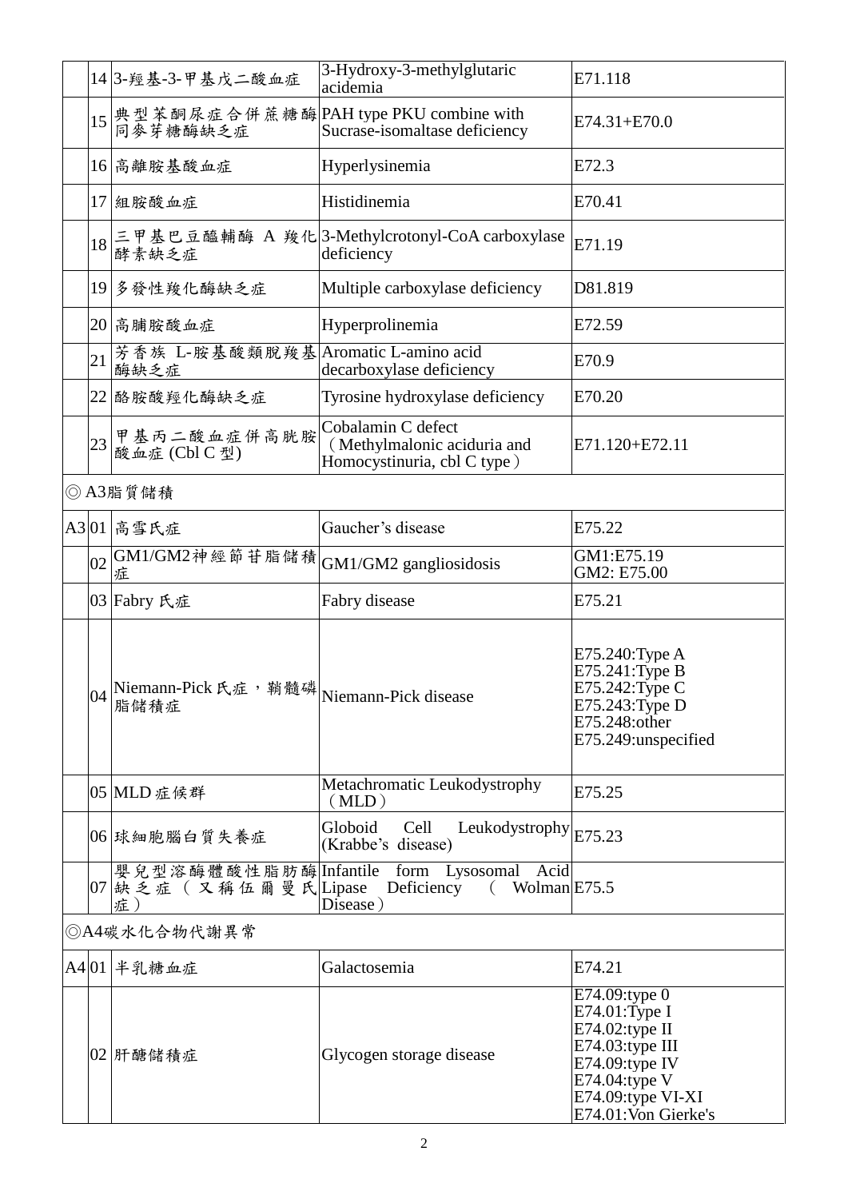| | | | | |
|---|---|---|---|---|
| | 14 | 3-羥基-3-甲基戊二酸血症 | 3-Hydroxy-3-methylglutaric acidemia | E71.118 |
| | 15 | 典型苯酮尿症合併蔗糖酶同麥芽糖酶缺乏症 | PAH type PKU combine with Sucrase-isomaltase deficiency | E74.31+E70.0 |
| | 16 | 高離胺基酸血症 | Hyperlysinemia | E72.3 |
| | 17 | 組胺酸血症 | Histidinemia | E70.41 |
| | 18 | 三甲基巴豆醯輔酶 A 羧化酵素缺乏症 | 3-Methylcrotonyl-CoA carboxylase deficiency | E71.19 |
| | 19 | 多發性羧化酶缺乏症 | Multiple carboxylase deficiency | D81.819 |
| | 20 | 高脯胺酸血症 | Hyperprolinemia | E72.59 |
| | 21 | 芳香族 L-胺基酸類脫羧基酶缺乏症 | Aromatic L-amino acid decarboxylase deficiency | E70.9 |
| | 22 | 酪胺酸羥化酶缺乏症 | Tyrosine hydroxylase deficiency | E70.20 |
| | 23 | 甲基丙二酸血症併高胱胺酸血症 (Cbl C 型) | Cobalamin C defect（Methylmalonic aciduria and Homocystinuria, cbl C type） | E71.120+E72.11 |
| ◎ A3脂質儲積 | | | | |
| A3 | 01 | 高雪氏症 | Gaucher's disease | E75.22 |
| | 02 | GM1/GM2神經節苷脂儲積症 | GM1/GM2 gangliosidosis | GM1:E75.19<br>GM2: E75.00 |
| | 03 | Fabry 氏症 | Fabry disease | E75.21 |
| | 04 | Niemann-Pick 氏症，鞘髓磷脂儲積症 | Niemann-Pick disease | E75.240:Type A<br>E75.241:Type B<br>E75.242:Type C<br>E75.243:Type D<br>E75.248:other<br>E75.249:unspecified |
| | 05 | MLD 症候群 | Metachromatic Leukodystrophy（MLD） | E75.25 |
| | 06 | 球細胞腦白質失養症 | Globoid Cell Leukodystrophy (Krabbe's disease) | E75.23 |
| | 07 | 嬰兒型溶酶體酸性脂肪酶缺乏症（又稱伍爾曼氏症） | Infantile form Lysosomal Acid Lipase Deficiency（Wolman Disease） | E75.5 |
| ◎A4碳水化合物代謝異常 | | | | |
| A4 | 01 | 半乳糖血症 | Galactosemia | E74.21 |
| | 02 | 肝醣儲積症 | Glycogen storage disease | E74.09:type 0<br>E74.01:Type I<br>E74.02:type II<br>E74.03:type III<br>E74.09:type IV<br>E74.04:type V<br>E74.09:type VI-XI<br>E74.01:Von Gierke's |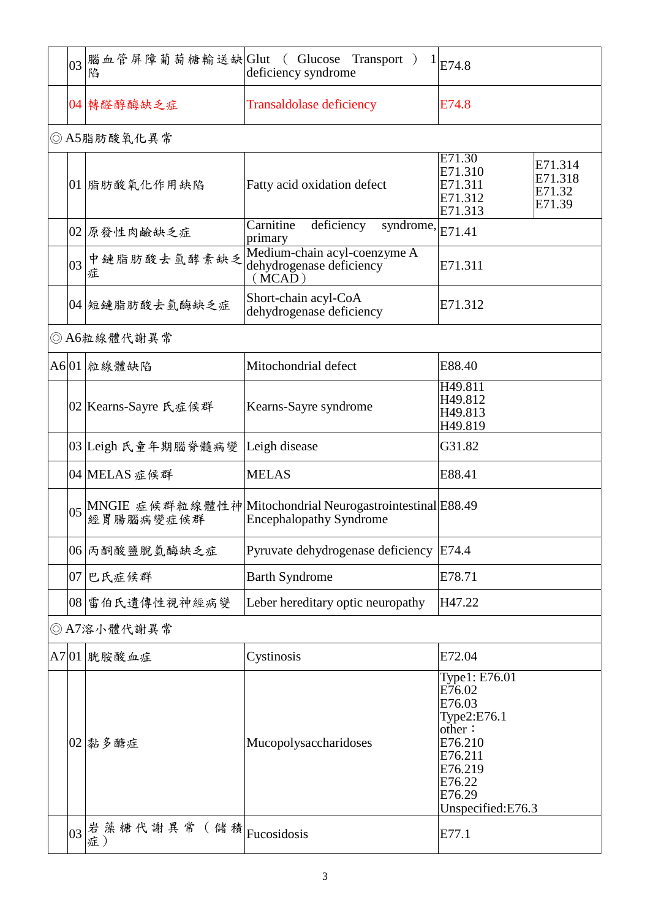|  |  |  |  |  |
|---|---|---|---|---|
|  | 03 | 腦血管屏障葡萄糖輸送缺陷 | Glut （ Glucose Transport ） 1 deficiency syndrome | E74.8 |
|  | 04 | 轉醛醇酶缺乏症 | Transaldolase deficiency | E74.8 |
| ◎ A5脂肪酸氧化異常 |  |  |  |  |
|  | 01 | 脂肪酸氧化作用缺陷 | Fatty acid oxidation defect | E71.30 E71.310 E71.311 E71.312 E71.313 E71.314 E71.318 E71.32 E71.39 |
|  | 02 | 原發性肉鹼缺乏症 | Carnitine deficiency syndrome, primary | E71.41 |
|  | 03 | 中鏈脂肪酸去氫酵素缺乏症 | Medium-chain acyl-coenzyme A dehydrogenase deficiency （MCAD） | E71.311 |
|  | 04 | 短鏈脂肪酸去氫酶缺乏症 | Short-chain acyl-CoA dehydrogenase deficiency | E71.312 |
| ◎ A6粒線體代謝異常 |  |  |  |  |
| A6 | 01 | 粒線體缺陷 | Mitochondrial defect | E88.40 |
|  | 02 | Kearns-Sayre 氏症候群 | Kearns-Sayre syndrome | H49.811 H49.812 H49.813 H49.819 |
|  | 03 | Leigh 氏童年期腦脊髓病變 | Leigh disease | G31.82 |
|  | 04 | MELAS 症候群 | MELAS | E88.41 |
|  | 05 | MNGIE 症候群粒線體性神經胃腸腦病變症候群 | Mitochondrial Neurogastrointestinal Encephalopathy Syndrome | E88.49 |
|  | 06 | 丙酮酸鹽脫氫酶缺乏症 | Pyruvate dehydrogenase deficiency | E74.4 |
|  | 07 | 巴氏症候群 | Barth Syndrome | E78.71 |
|  | 08 | 雷伯氏遺傳性視神經病變 | Leber hereditary optic neuropathy | H47.22 |
| ◎ A7溶小體代謝異常 |  |  |  |  |
| A7 | 01 | 胱胺酸血症 | Cystinosis | E72.04 |
|  | 02 | 黏多醣症 | Mucopolysaccharidoses | Type1: E76.01 E76.02 E76.03 Type2:E76.1 other： E76.210 E76.211 E76.219 E76.22 E76.29 Unspecified:E76.3 |
|  | 03 | 岩藻糖代謝異常（儲積症） | Fucosidosis | E77.1 |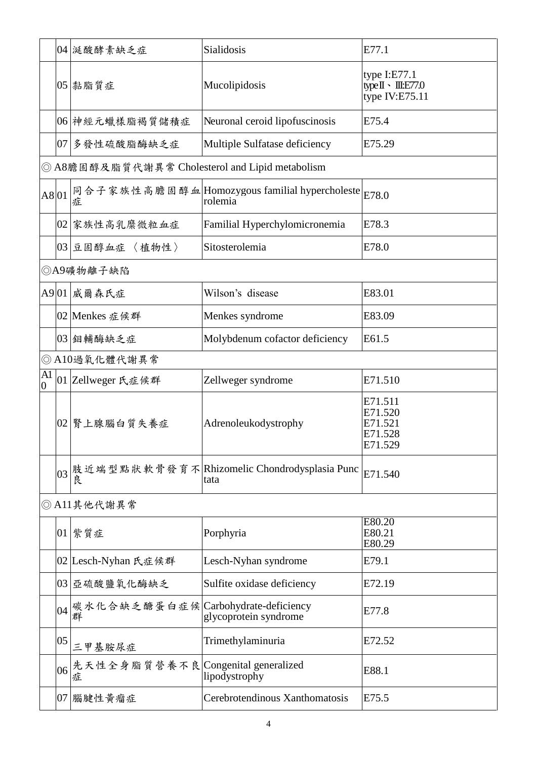| | | | | |
|---|---|---|---|---|
| | 04 | 涎酸酵素缺乏症 | Sialidosis | E77.1 |
| | 05 | 黏脂質症 | Mucolipidosis | type I:E77.1<br>type II、III:E77.0<br>type IV:E75.11 |
| | 06 | 神經元蠟樣脂褐質儲積症 | Neuronal ceroid lipofuscinosis | E75.4 |
| | 07 | 多發性硫酸脂酶缺乏症 | Multiple Sulfatase deficiency | E75.29 |
| ◎ A8膽固醇及脂質代謝異常 Cholesterol and Lipid metabolism | | | | |
| A8 | 01 | 同合子家族性高膽固醇血症 | Homozygous familial hypercholesterolemia | E78.0 |
| | 02 | 家族性高乳糜微粒血症 | Familial Hyperchylomicronemia | E78.3 |
| | 03 | 豆固醇血症 〈植物性〉 | Sitosterolemia | E78.0 |
| ◎A9礦物離子缺陷 | | | | |
| A9 | 01 | 威爾森氏症 | Wilson's disease | E83.01 |
| | 02 | Menkes 症候群 | Menkes syndrome | E83.09 |
| | 03 | 鉬輔酶缺乏症 | Molybdenum cofactor deficiency | E61.5 |
| ◎ A10過氧化體代謝異常 | | | | |
| A10 | 01 | Zellweger 氏症候群 | Zellweger syndrome | E71.510 |
| | 02 | 腎上腺腦白質失養症 | Adrenoleukodystrophy | E71.511<br>E71.520<br>E71.521<br>E71.528<br>E71.529 |
| | 03 | 肢近端型點狀軟骨發育不良 | Rhizomelic Chondrodysplasia Punctata | E71.540 |
| ◎ A11其他代謝異常 | | | | |
| | 01 | 紫質症 | Porphyria | E80.20<br>E80.21<br>E80.29 |
| | 02 | Lesch-Nyhan 氏症候群 | Lesch-Nyhan syndrome | E79.1 |
| | 03 | 亞硫酸鹽氧化酶缺乏 | Sulfite oxidase deficiency | E72.19 |
| | 04 | 碳水化合缺乏醣蛋白症候群 | Carbohydrate-deficiency glycoprotein syndrome | E77.8 |
| | 05 | 三甲基胺尿症 | Trimethylaminuria | E72.52 |
| | 06 | 先天性全身脂質營養不良症 | Congenital generalized lipodystrophy | E88.1 |
| | 07 | 腦腱性黃瘤症 | Cerebrotendinous Xanthomatosis | E75.5 |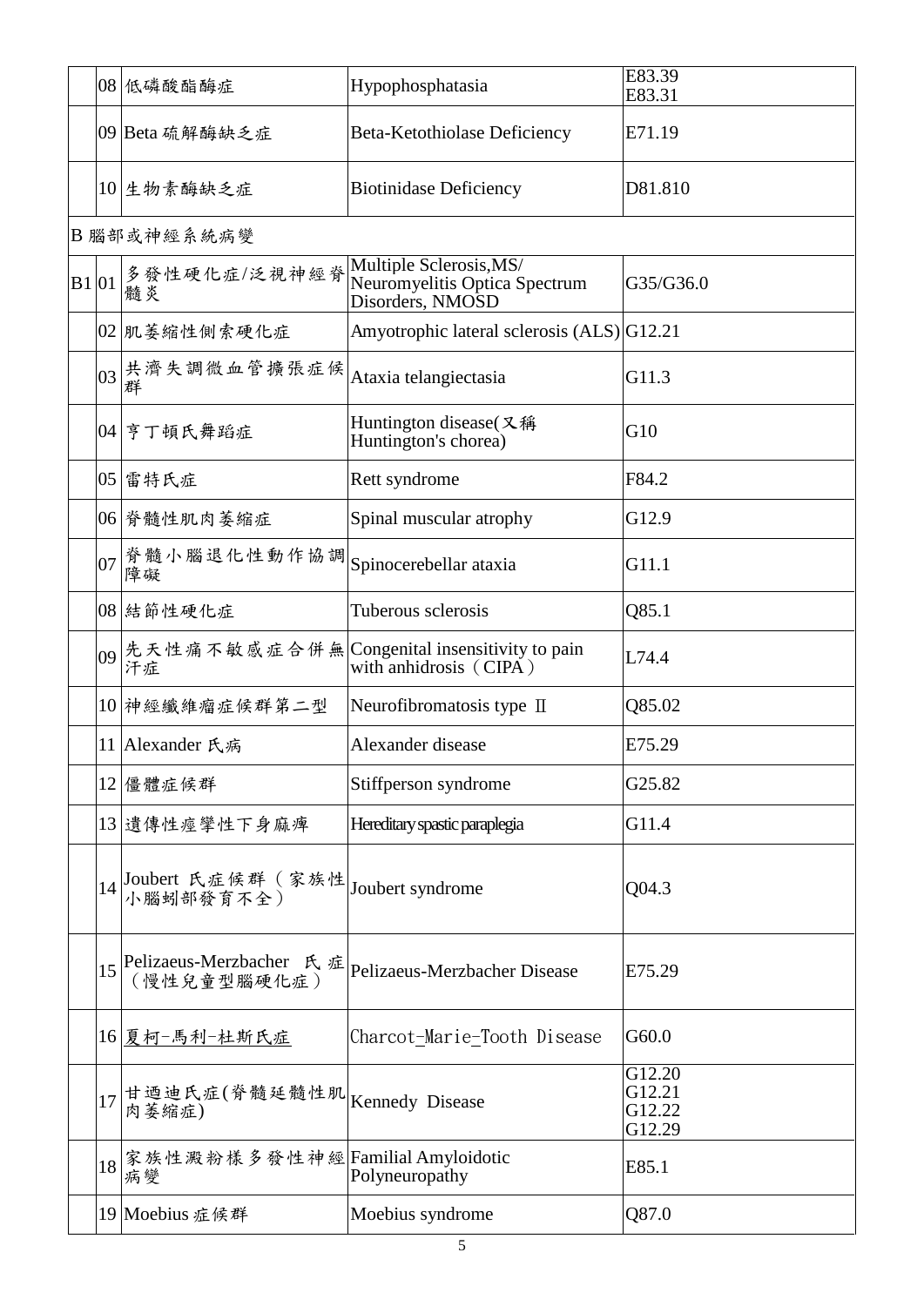| | | | | |
|---|---|---|---|---|
| | 08 | 低磷酸酯酶症 | Hypophosphatasia | E83.39<br>E83.31 |
| | 09 | Beta 硫解酶缺乏症 | Beta-Ketothiolase Deficiency | E71.19 |
| | 10 | 生物素酶缺乏症 | Biotinidase Deficiency | D81.810 |
| B 腦部或神經系統病變 | | | | |
| B1 | 01 | 多發性硬化症/泛視神經脊髓炎 | Multiple Sclerosis,MS/ Neuromyelitis Optica Spectrum Disorders, NMOSD | G35/G36.0 |
| | 02 | 肌萎縮性側索硬化症 | Amyotrophic lateral sclerosis (ALS) | G12.21 |
| | 03 | 共濟失調微血管擴張症候群 | Ataxia telangiectasia | G11.3 |
| | 04 | 亨丁頓氏舞蹈症 | Huntington disease(又稱 Huntington's chorea) | G10 |
| | 05 | 雷特氏症 | Rett syndrome | F84.2 |
| | 06 | 脊髓性肌肉萎縮症 | Spinal muscular atrophy | G12.9 |
| | 07 | 脊髓小腦退化性動作協調障礙 | Spinocerebellar ataxia | G11.1 |
| | 08 | 結節性硬化症 | Tuberous sclerosis | Q85.1 |
| | 09 | 先天性痛不敏感症合併無汗症 | Congenital insensitivity to pain with anhidrosis（CIPA） | L74.4 |
| | 10 | 神經纖維瘤症候群第二型 | Neurofibromatosis type Ⅱ | Q85.02 |
| | 11 | Alexander 氏病 | Alexander disease | E75.29 |
| | 12 | 僵體症候群 | Stiffperson syndrome | G25.82 |
| | 13 | 遺傳性痙攣性下身麻痺 | Hereditary spastic paraplegia | G11.4 |
| | 14 | Joubert 氏症候群（家族性小腦蚓部發育不全） | Joubert syndrome | Q04.3 |
| | 15 | Pelizaeus-Merzbacher 氏症（慢性兒童型腦硬化症） | Pelizaeus-Merzbacher Disease | E75.29 |
| | 16 | 夏柯-馬利-杜斯氏症 | Charcot-Marie-Tooth Disease | G60.0 |
| | 17 | 甘迺迪氏症(脊髓延髓性肌肉萎縮症) | Kennedy Disease | G12.20<br>G12.21<br>G12.22<br>G12.29 |
| | 18 | 家族性澱粉樣多發性神經病變 | Familial Amyloidotic Polyneuropathy | E85.1 |
| | 19 | Moebius 症候群 | Moebius syndrome | Q87.0 |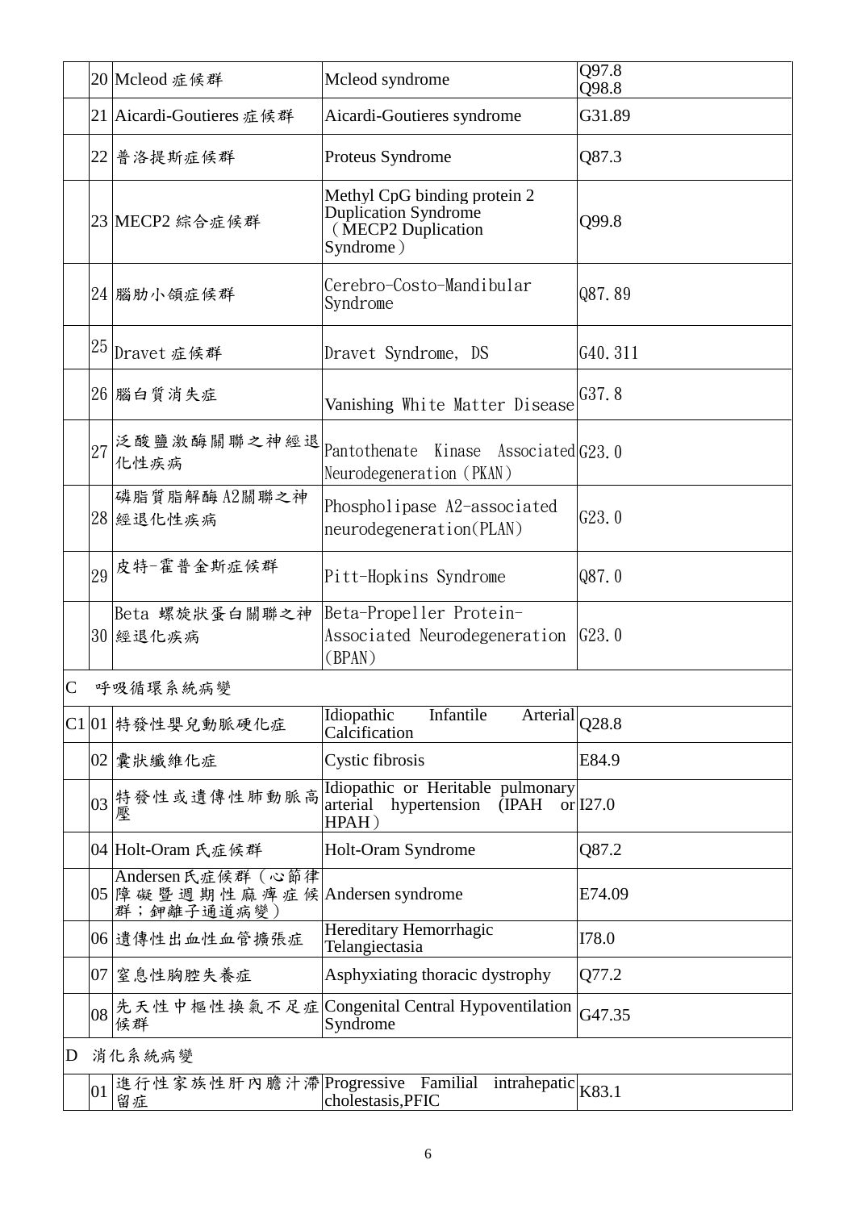| | | | | |
|---|---|---|---|---|
| | 20 | Mcleod 症候群 | Mcleod syndrome | Q97.8<br>Q98.8 |
| | 21 | Aicardi-Goutieres 症候群 | Aicardi-Goutieres syndrome | G31.89 |
| | 22 | 普洛提斯症候群 | Proteus Syndrome | Q87.3 |
| | 23 | MECP2 綜合症候群 | Methyl CpG binding protein 2 Duplication Syndrome （MECP2 Duplication Syndrome） | Q99.8 |
| | 24 | 腦肋小頜症候群 | Cerebro-Costo-Mandibular Syndrome | Q87.89 |
| | 25 | Dravet 症候群 | Dravet Syndrome, DS | G40.311 |
| | 26 | 腦白質消失症 | Vanishing White Matter Disease | G37.8 |
| | 27 | 泛酸鹽激酶關聯之神經退化性疾病 | Pantothenate Kinase Associated Neurodegeneration（PKAN） | G23.0 |
| | 28 | 磷脂質脂解酶 A2關聯之神經退化性疾病 | Phospholipase A2-associated neurodegeneration(PLAN) | G23.0 |
| | 29 | 皮特-霍普金斯症候群 | Pitt-Hopkins Syndrome | Q87.0 |
| | 30 | Beta 螺旋狀蛋白關聯之神經退化疾病 | Beta-Propeller Protein-Associated Neurodegeneration (BPAN) | G23.0 |
| C | | 呼吸循環系統病變 | | |
| C1 | 01 | 特發性嬰兒動脈硬化症 | Idiopathic Infantile Arterial Calcification | Q28.8 |
| | 02 | 囊狀纖維化症 | Cystic fibrosis | E84.9 |
| | 03 | 特發性或遺傳性肺動脈高壓 | Idiopathic or Heritable pulmonary arterial hypertension (IPAH or HPAH） | I27.0 |
| | 04 | Holt-Oram 氏症候群 | Holt-Oram Syndrome | Q87.2 |
| | 05 | Andersen氏症候群（心節律障礙暨週期性麻痺症候群；鉀離子通道病變） | Andersen syndrome | E74.09 |
| | 06 | 遺傳性出血性血管擴張症 | Hereditary Hemorrhagic Telangiectasia | I78.0 |
| | 07 | 窒息性胸腔失養症 | Asphyxiating thoracic dystrophy | Q77.2 |
| | 08 | 先天性中樞性換氣不足症候群 | Congenital Central Hypoventilation Syndrome | G47.35 |
| D | | 消化系統病變 | | |
| | 01 | 進行性家族性肝內膽汁滯留症 | Progressive Familial intrahepatic cholestasis,PFIC | K83.1 |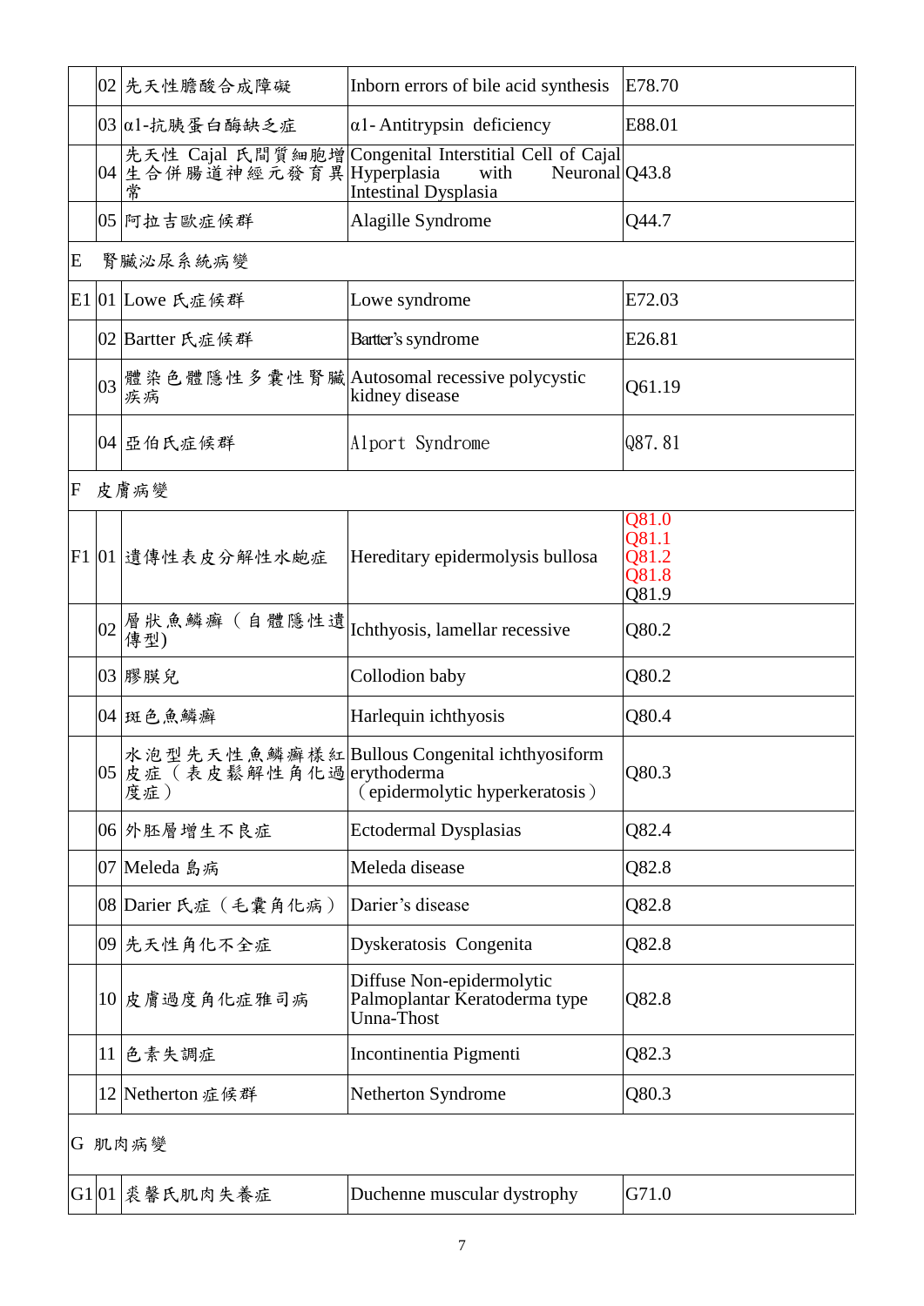|  |  |  |  |  |
|---|---|---|---|---|
|  | 02 | 先天性膽酸合成障礙 | Inborn errors of bile acid synthesis | E78.70 |
|  | 03 | α1-抗胰蛋白酶缺乏症 | α1- Antitrypsin deficiency | E88.01 |
|  | 04 | 先天性 Cajal 氏間質細胞增生合併腸道神經元發育異常 | Congenital Interstitial Cell of Cajal Hyperplasia with Neuronal Intestinal Dysplasia | Q43.8 |
|  | 05 | 阿拉吉歐症候群 | Alagille Syndrome | Q44.7 |
| E | 腎臟泌尿系統病變 |  |  |  |
| E1 | 01 | Lowe 氏症候群 | Lowe syndrome | E72.03 |
|  | 02 | Bartter 氏症候群 | Bartter's syndrome | E26.81 |
|  | 03 | 體染色體隱性多囊性腎臟疾病 | Autosomal recessive polycystic kidney disease | Q61.19 |
|  | 04 | 亞伯氏症候群 | Alport Syndrome | Q87.81 |
| F | 皮膚病變 |  |  |  |
| F1 | 01 | 遺傳性表皮分解性水皰症 | Hereditary epidermolysis bullosa | Q81.0<br>Q81.1<br>Q81.2<br>Q81.8<br>Q81.9 |
|  | 02 | 層狀魚鱗癬（自體隱性遺傳型) | Ichthyosis, lamellar recessive | Q80.2 |
|  | 03 | 膠膜兒 | Collodion baby | Q80.2 |
|  | 04 | 斑色魚鱗癬 | Harlequin ichthyosis | Q80.4 |
|  | 05 | 水泡型先天性魚鱗癬樣紅皮症（表皮鬆解性角化過度症） | Bullous Congenital ichthyosiform erythoderma （epidermolytic hyperkeratosis） | Q80.3 |
|  | 06 | 外胚層增生不良症 | Ectodermal Dysplasias | Q82.4 |
|  | 07 | Meleda 島病 | Meleda disease | Q82.8 |
|  | 08 | Darier 氏症（毛囊角化病） | Darier's disease | Q82.8 |
|  | 09 | 先天性角化不全症 | Dyskeratosis Congenita | Q82.8 |
|  | 10 | 皮膚過度角化症雅司病 | Diffuse Non-epidermolytic Palmoplantar Keratoderma type Unna-Thost | Q82.8 |
|  | 11 | 色素失調症 | Incontinentia Pigmenti | Q82.3 |
|  | 12 | Netherton 症候群 | Netherton Syndrome | Q80.3 |
| G | 肌肉病變 |  |  |  |
| G1 | 01 | 裘馨氏肌肉失養症 | Duchenne muscular dystrophy | G71.0 |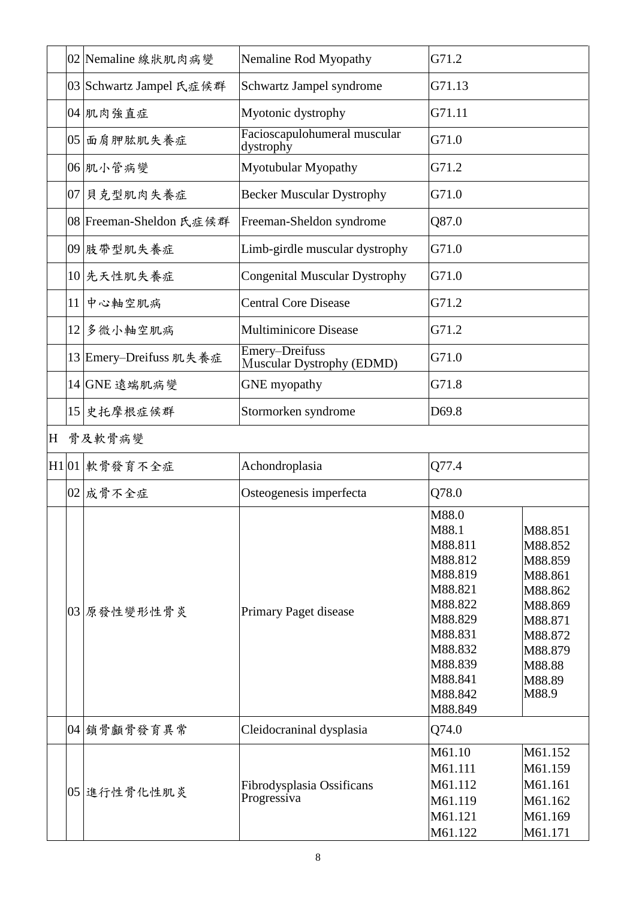| | | | | |
|---|---|---|---|---|
| | 02 | Nemaline 線狀肌肉病變 | Nemaline Rod Myopathy | G71.2 |
| | 03 | Schwartz Jampel 氏症候群 | Schwartz Jampel syndrome | G71.13 |
| | 04 | 肌肉強直症 | Myotonic dystrophy | G71.11 |
| | 05 | 面肩胛肱肌失養症 | Facioscapulohumeral muscular dystrophy | G71.0 |
| | 06 | 肌小管病變 | Myotubular Myopathy | G71.2 |
| | 07 | 貝克型肌肉失養症 | Becker Muscular Dystrophy | G71.0 |
| | 08 | Freeman-Sheldon 氏症候群 | Freeman-Sheldon syndrome | Q87.0 |
| | 09 | 肢帶型肌失養症 | Limb-girdle muscular dystrophy | G71.0 |
| | 10 | 先天性肌失養症 | Congenital Muscular Dystrophy | G71.0 |
| | 11 | 中心軸空肌病 | Central Core Disease | G71.2 |
| | 12 | 多微小軸空肌病 | Multiminicore Disease | G71.2 |
| | 13 | Emery–Dreifuss 肌失養症 | Emery–Dreifuss Muscular Dystrophy (EDMD) | G71.0 |
| | 14 | GNE 遠端肌病變 | GNE myopathy | G71.8 |
| | 15 | 史托摩根症候群 | Stormorken syndrome | D69.8 |
| H | | 骨及軟骨病變 | | |
| H1 | 01 | 軟骨發育不全症 | Achondroplasia | Q77.4 |
| | 02 | 成骨不全症 | Osteogenesis imperfecta | Q78.0 |
| | 03 | 原發性變形性骨炎 | Primary Paget disease | M88.0<br>M88.1<br>M88.811<br>M88.812<br>M88.819<br>M88.821<br>M88.822<br>M88.829<br>M88.831<br>M88.832<br>M88.839<br>M88.841<br>M88.842<br>M88.849<br>M88.851<br>M88.852<br>M88.859<br>M88.861<br>M88.862<br>M88.869<br>M88.871<br>M88.872<br>M88.879<br>M88.88<br>M88.89<br>M88.9 |
| | 04 | 鎖骨顱骨發育異常 | Cleidocranial dysplasia | Q74.0 |
| | 05 | 進行性骨化性肌炎 | Fibrodysplasia Ossificans Progressiva | M61.10<br>M61.111<br>M61.112<br>M61.119<br>M61.121<br>M61.122<br>M61.152<br>M61.159<br>M61.161<br>M61.162<br>M61.169<br>M61.171 |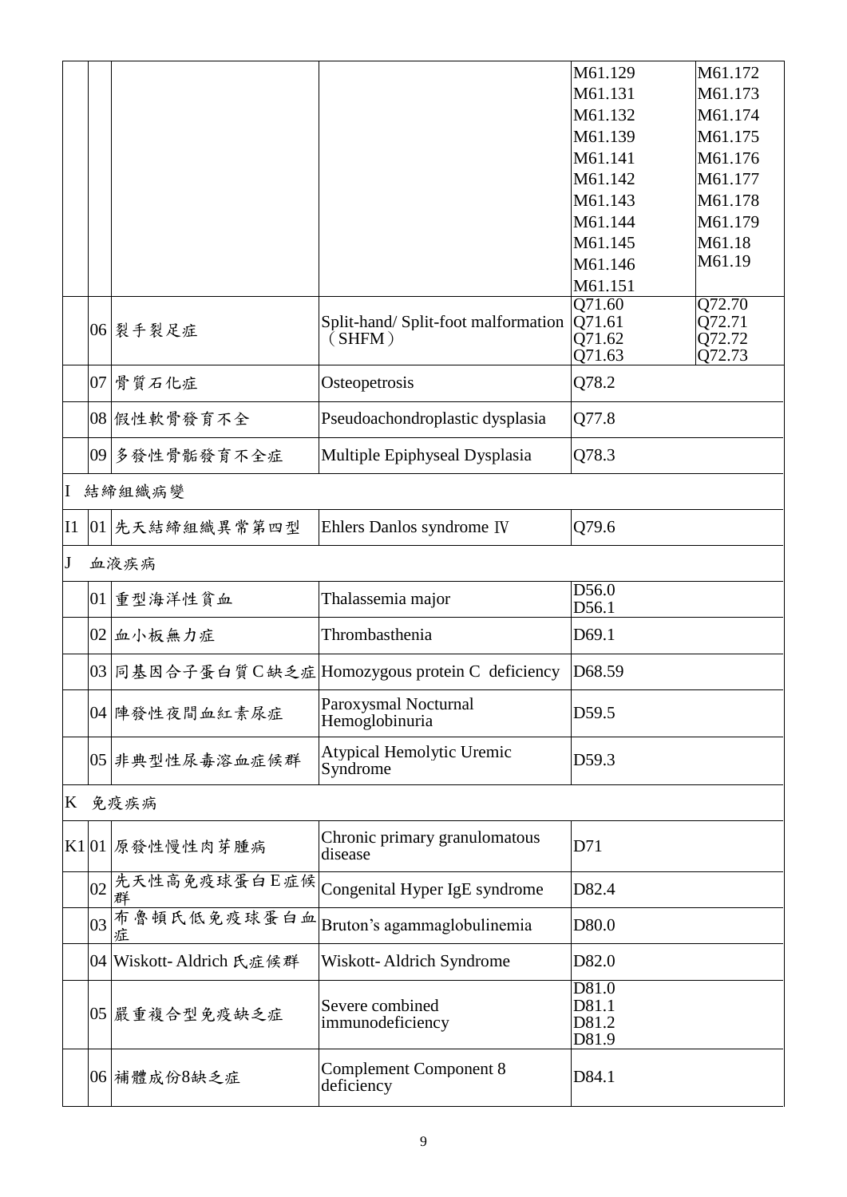| | | | | | |
|---|---|---|---|---|---|
| | | | | M61.129<br>M61.131<br>M61.132<br>M61.139<br>M61.141<br>M61.142<br>M61.143<br>M61.144<br>M61.145<br>M61.146<br>M61.151 | M61.172<br>M61.173<br>M61.174<br>M61.175<br>M61.176<br>M61.177<br>M61.178<br>M61.179<br>M61.18<br>M61.19 |
| | 06 | 裂手裂足症 | Split-hand/ Split-foot malformation (SHFM) | Q71.60<br>Q71.61<br>Q71.62<br>Q71.63 | Q72.70<br>Q72.71<br>Q72.72<br>Q72.73 |
| | 07 | 骨質石化症 | Osteopetrosis | Q78.2 | |
| | 08 | 假性軟骨發育不全 | Pseudoachondroplastic dysplasia | Q77.8 | |
| | 09 | 多發性骨骺發育不全症 | Multiple Epiphyseal Dysplasia | Q78.3 | |
| I | | 結締組織病變 | | | |
| I1 | 01 | 先天結締組織異常第四型 | Ehlers Danlos syndrome Ⅳ | Q79.6 | |
| J | | 血液疾病 | | | |
| | 01 | 重型海洋性貧血 | Thalassemia major | D56.0<br>D56.1 | |
| | 02 | 血小板無力症 | Thrombasthenia | D69.1 | |
| | 03 | 同基因合子蛋白質C缺乏症 | Homozygous protein C deficiency | D68.59 | |
| | 04 | 陣發性夜間血紅素尿症 | Paroxysmal Nocturnal Hemoglobinuria | D59.5 | |
| | 05 | 非典型性尿毒溶血症候群 | Atypical Hemolytic Uremic Syndrome | D59.3 | |
| K | | 免疫疾病 | | | |
| K1 | 01 | 原發性慢性肉芽腫病 | Chronic primary granulomatous disease | D71 | |
| | 02 | 先天性高免疫球蛋白E症候群 | Congenital Hyper IgE syndrome | D82.4 | |
| | 03 | 布魯頓氏低免疫球蛋白血症 | Bruton's agammaglobulinemia | D80.0 | |
| | 04 | Wiskott- Aldrich 氏症候群 | Wiskott- Aldrich Syndrome | D82.0 | |
| | 05 | 嚴重複合型免疫缺乏症 | Severe combined immunodeficiency | D81.0<br>D81.1<br>D81.2<br>D81.9 | |
| | 06 | 補體成份8缺乏症 | Complement Component 8 deficiency | D84.1 | |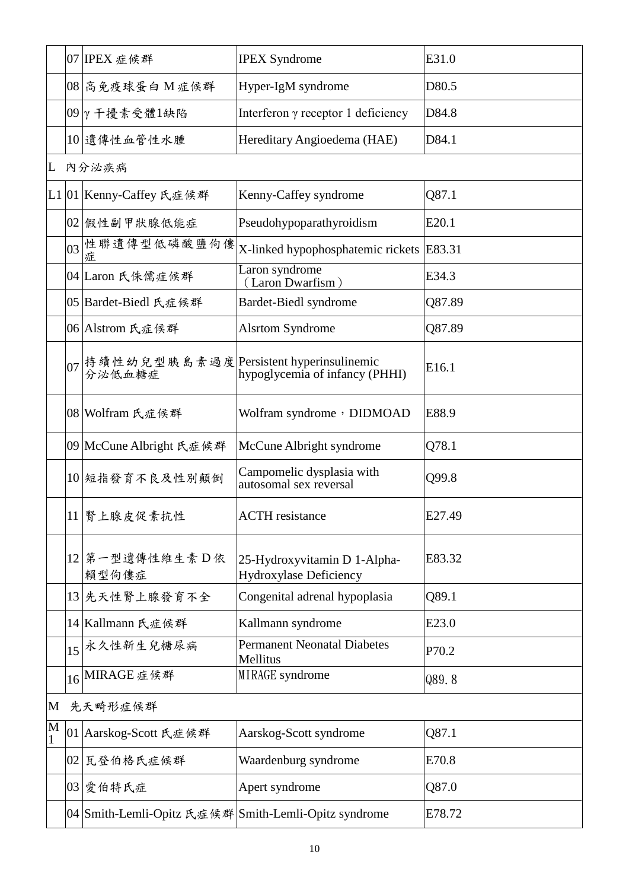|  | 07 | IPEX 症候群 | IPEX Syndrome | E31.0 |
|---|---|---|---|---|
|  | 08 | 高免疫球蛋白 M 症候群 | Hyper-IgM syndrome | D80.5 |
|  | 09 | γ 干擾素受體1缺陷 | Interferon γ receptor 1 deficiency | D84.8 |
|  | 10 | 遺傳性血管性水腫 | Hereditary Angioedema (HAE) | D84.1 |
| L | 內分泌疾病 |  |  |  |
| L1 | 01 | Kenny-Caffey 氏症候群 | Kenny-Caffey syndrome | Q87.1 |
|  | 02 | 假性副甲狀腺低能症 | Pseudohypoparathyroidism | E20.1 |
|  | 03 | 性聯遺傳型低磷酸鹽佝僂症 | X-linked hypophosphatemic rickets | E83.31 |
|  | 04 | Laron 氏侏儒症候群 | Laron syndrome （Laron Dwarfism） | E34.3 |
|  | 05 | Bardet-Biedl 氏症候群 | Bardet-Biedl syndrome | Q87.89 |
|  | 06 | Alstrom 氏症候群 | Alsrtom Syndrome | Q87.89 |
|  | 07 | 持續性幼兒型胰島素過度分泌低血糖症 | Persistent hyperinsulinemic hypoglycemia of infancy (PHHI) | E16.1 |
|  | 08 | Wolfram 氏症候群 | Wolfram syndrome，DIDMOAD | E88.9 |
|  | 09 | McCune Albright 氏症候群 | McCune Albright syndrome | Q78.1 |
|  | 10 | 短指發育不良及性別顛倒 | Campomelic dysplasia with autosomal sex reversal | Q99.8 |
|  | 11 | 腎上腺皮促素抗性 | ACTH resistance | E27.49 |
|  | 12 | 第一型遺傳性維生素 D 依賴型佝僂症 | 25-Hydroxyvitamin D 1-Alpha-Hydroxylase Deficiency | E83.32 |
|  | 13 | 先天性腎上腺發育不全 | Congenital adrenal hypoplasia | Q89.1 |
|  | 14 | Kallmann 氏症候群 | Kallmann syndrome | E23.0 |
|  | 15 | 永久性新生兒糖尿病 | Permanent Neonatal Diabetes Mellitus | P70.2 |
|  | 16 | MIRAGE 症候群 | MIRAGE syndrome | Q89.8 |
| M | 先天畸形症候群 |  |  |  |
| M1 | 01 | Aarskog-Scott 氏症候群 | Aarskog-Scott syndrome | Q87.1 |
|  | 02 | 瓦登伯格氏症候群 | Waardenburg syndrome | E70.8 |
|  | 03 | 愛伯特氏症 | Apert syndrome | Q87.0 |
|  | 04 | Smith-Lemli-Opitz 氏症候群 | Smith-Lemli-Opitz syndrome | E78.72 |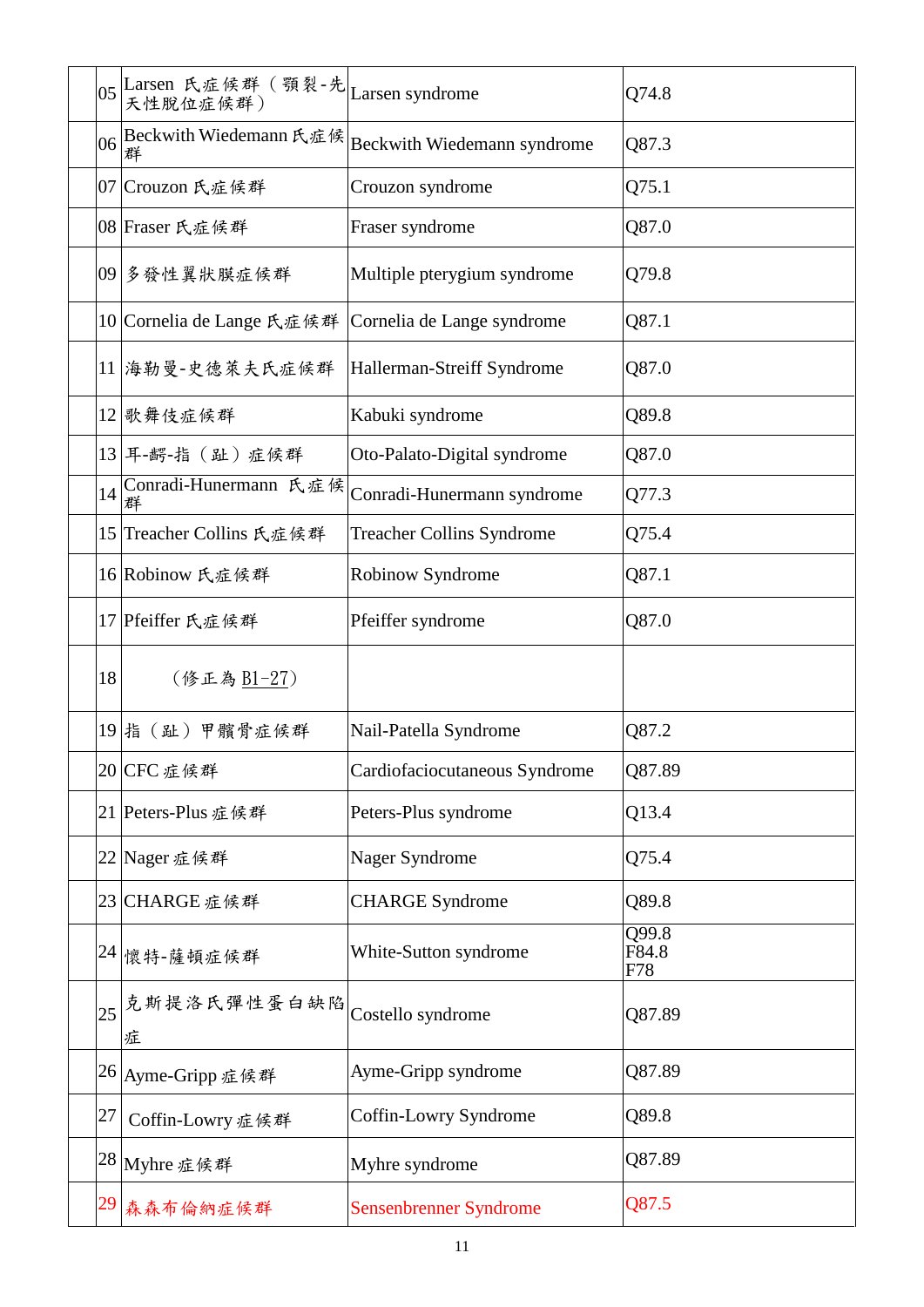| | | | | |
|---|---|---|---|---|
| | 05 | Larsen 氏症候群（顎裂-先天性脫位症候群） | Larsen syndrome | Q74.8 |
| | 06 | Beckwith Wiedemann 氏症候群 | Beckwith Wiedemann syndrome | Q87.3 |
| | 07 | Crouzon 氏症候群 | Crouzon syndrome | Q75.1 |
| | 08 | Fraser 氏症候群 | Fraser syndrome | Q87.0 |
| | 09 | 多發性翼狀膜症候群 | Multiple pterygium syndrome | Q79.8 |
| | 10 | Cornelia de Lange 氏症候群 | Cornelia de Lange syndrome | Q87.1 |
| | 11 | 海勒曼-史德萊夫氏症候群 | Hallerman-Streiff Syndrome | Q87.0 |
| | 12 | 歌舞伎症候群 | Kabuki syndrome | Q89.8 |
| | 13 | 耳-齶-指（趾）症候群 | Oto-Palato-Digital syndrome | Q87.0 |
| | 14 | Conradi-Hunermann 氏症候群 | Conradi-Hunermann syndrome | Q77.3 |
| | 15 | Treacher Collins 氏症候群 | Treacher Collins Syndrome | Q75.4 |
| | 16 | Robinow 氏症候群 | Robinow Syndrome | Q87.1 |
| | 17 | Pfeiffer 氏症候群 | Pfeiffer syndrome | Q87.0 |
| | 18 | （修正為 B1-27） | | |
| | 19 | 指（趾）甲髕骨症候群 | Nail-Patella Syndrome | Q87.2 |
| | 20 | CFC 症候群 | Cardiofaciocutaneous Syndrome | Q87.89 |
| | 21 | Peters-Plus 症候群 | Peters-Plus syndrome | Q13.4 |
| | 22 | Nager 症候群 | Nager Syndrome | Q75.4 |
| | 23 | CHARGE 症候群 | CHARGE Syndrome | Q89.8 |
| | 24 | 懷特-薩頓症候群 | White-Sutton syndrome | Q99.8<br>F84.8<br>F78 |
| | 25 | 克斯提洛氏彈性蛋白缺陷症 | Costello syndrome | Q87.89 |
| | 26 | Ayme-Gripp 症候群 | Ayme-Gripp syndrome | Q87.89 |
| | 27 | Coffin-Lowry 症候群 | Coffin-Lowry Syndrome | Q89.8 |
| | 28 | Myhre 症候群 | Myhre syndrome | Q87.89 |
| | 29 | 森森布倫納症候群 | Sensenbrenner Syndrome | Q87.5 |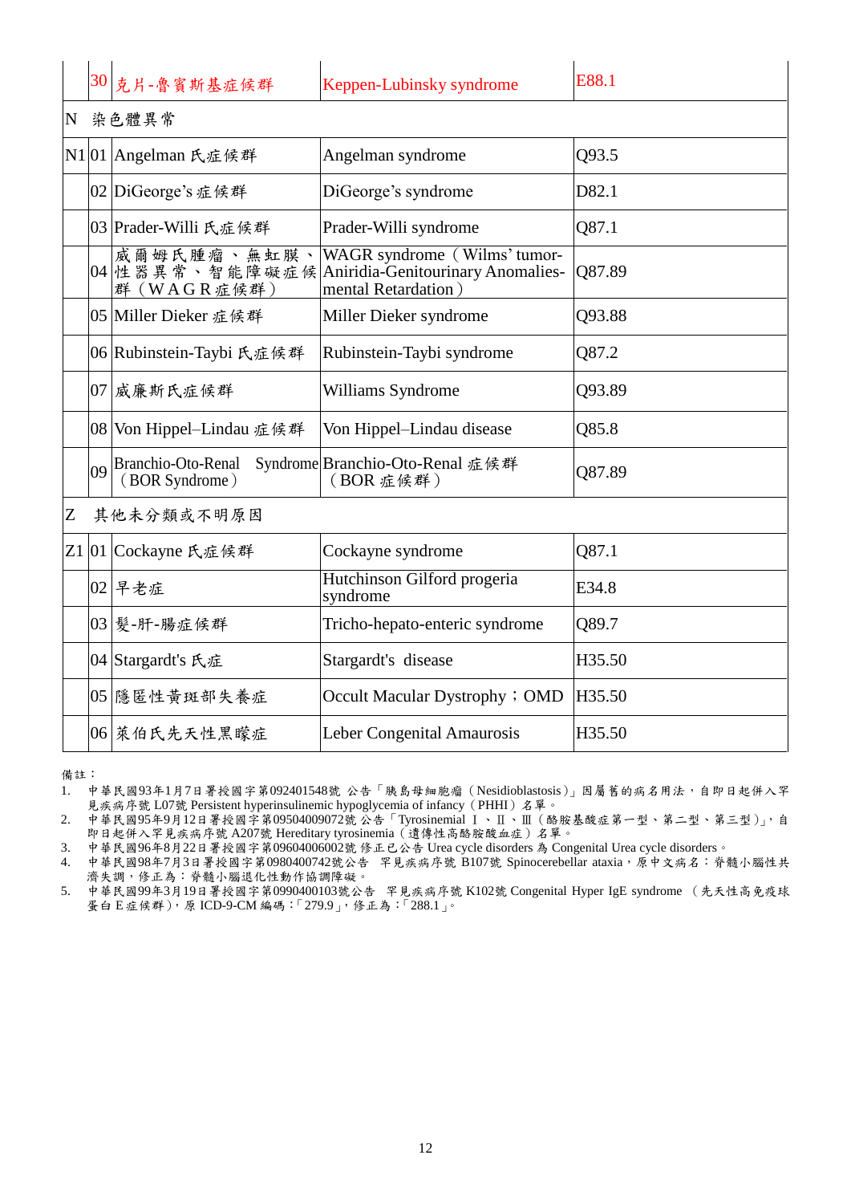| | | | | |
|---|---|---|---|---|
| | 30 | 克片-魯賓斯基症候群 | Keppen-Lubinsky syndrome | E88.1 |
| N 染色體異常 | | | | |
| N1 | 01 | Angelman 氏症候群 | Angelman syndrome | Q93.5 |
| | 02 | DiGeorge's 症候群 | DiGeorge's syndrome | D82.1 |
| | 03 | Prader-Willi 氏症候群 | Prader-Willi syndrome | Q87.1 |
| | 04 | 威爾姆氏腫瘤、無虹膜、性器異常、智能障礙症候群（WAGR症候群） | WAGR syndrome（Wilms' tumor-Aniridia-Genitourinary Anomalies-mental Retardation） | Q87.89 |
| | 05 | Miller Dieker 症候群 | Miller Dieker syndrome | Q93.88 |
| | 06 | Rubinstein-Taybi 氏症候群 | Rubinstein-Taybi syndrome | Q87.2 |
| | 07 | 威廉斯氏症候群 | Williams Syndrome | Q93.89 |
| | 08 | Von Hippel–Lindau 症候群 | Von Hippel–Lindau disease | Q85.8 |
| | 09 | Branchio-Oto-Renal Syndrome（BOR Syndrome） | Branchio-Oto-Renal 症候群（BOR 症候群） | Q87.89 |
| Z 其他未分類或不明原因 | | | | |
| Z1 | 01 | Cockayne 氏症候群 | Cockayne syndrome | Q87.1 |
| | 02 | 早老症 | Hutchinson Gilford progeria syndrome | E34.8 |
| | 03 | 髮-肝-腸症候群 | Tricho-hepato-enteric syndrome | Q89.7 |
| | 04 | Stargardt's 氏症 | Stargardt's disease | H35.50 |
| | 05 | 隱匿性黃斑部失養症 | Occult Macular Dystrophy；OMD | H35.50 |
| | 06 | 萊伯氏先天性黑矇症 | Leber Congenital Amaurosis | H35.50 |

備註：

1. 中華民國93年1月7日署授國字第092401548號 公告「胰島母細胞瘤（Nesidioblastosis）」因屬舊的病名用法，自即日起併入罕見疾病序號 L07號 Persistent hyperinsulinemic hypoglycemia of infancy（PHHI）名單。
2. 中華民國95年9月12日署授國字第09504009072號 公告「Tyrosinemial Ⅰ、Ⅱ、Ⅲ（酪胺基酸症第一型、第二型、第三型）」，自即日起併入罕見疾病序號 A207號 Hereditary tyrosinemia（遺傳性高酪胺酸血症）名單。
3. 中華民國96年8月22日署授國字第09604006002號 修正已公告 Urea cycle disorders 為 Congenital Urea cycle disorders。
4. 中華民國98年7月3日署授國字第0980400742號公告 罕見疾病序號 B107號 Spinocerebellar ataxia，原中文病名：脊髓小腦性共濟失調，修正為：脊髓小腦退化性動作協調障礙。
5. 中華民國99年3月19日署授國字第0990400103號公告 罕見疾病序號 K102號 Congenital Hyper IgE syndrome （先天性高免疫球蛋白 E 症候群），原 ICD-9-CM 編碼：「279.9」，修正為：「288.1」。